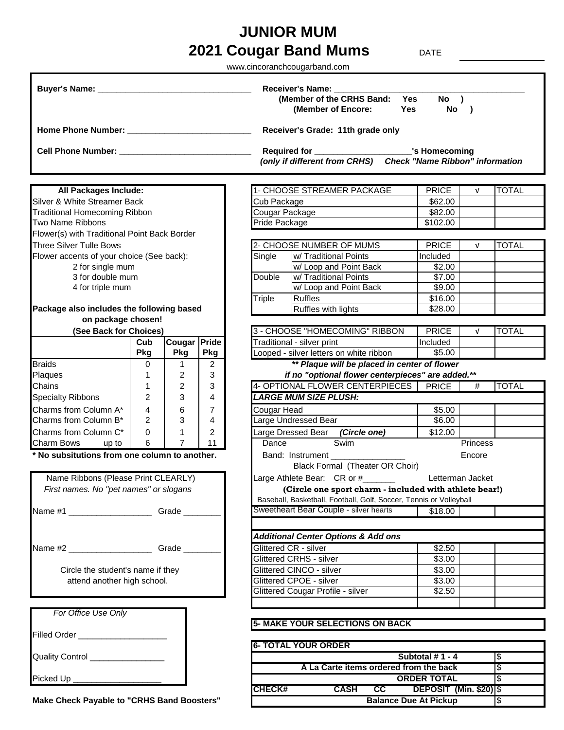# JUNIOR MUM

# 2021 Cougar Band Mums

DATE ____________

www.cincoranchcougarband.com

**Buyer's Name:** ________________________________

**Home Phone Number:** __________________________

**Cell Phone Number:** ____________________________

**Receiver's Name:** ______________________________________
**(Member of the CRHS Band: Yes No )**
**(Member of Encore: Yes No )**

**Receiver's Grade: 11th grade only**

**Required for ____________________'s Homecoming**
***(only if different from CRHS) Check "Name Ribbon" information***

| **All Packages Include:** | | | |
|---|---|---|---|
| Silver & White Streamer Back | | | |
| Traditional Homecoming Ribbon | | | |
| Two Name Ribbons | | | |
| Flower(s) with Traditional Point Back Border | | | |
| Three Silver Tulle Bows | | | |
| Flower accents of your choice (See back): | | | |
| 2 for single mum | | | |
| 3 for double mum | | | |
| 4 for triple mum | | | |
| **Package also includes the following based on package chosen! (See Back for Choices)** | | | |
| | **Cub Pkg** | **Cougar Pkg** | **Pride Pkg** |
| Braids | 0 | 1 | 2 |
| Plaques | 1 | 2 | 3 |
| Chains | 1 | 2 | 3 |
| Specialty Ribbons | 2 | 3 | 4 |
| Charms from Column A* | 4 | 6 | 7 |
| Charms from Column B* | 2 | 3 | 4 |
| Charms from Column C* | 0 | 1 | 2 |
| Charm Bows up to | 6 | 7 | 11 |

**\* No subsitutions from one column to another.**

Name Ribbons (Please Print CLEARLY)
*First names. No "pet names" or slogans*

Name #1 __________________ Grade ________

Name #2 __________________ Grade ________

Circle the student's name if they attend another high school.

*For Office Use Only*

Filled Order ___________________

Quality Control ________________

Picked Up ___________________

**Make Check Payable to "CRHS Band Boosters"**

| 1- CHOOSE STREAMER PACKAGE | PRICE | √ | TOTAL |
|---|---|---|---|
| Cub Package | $62.00 | | |
| Cougar Package | $82.00 | | |
| Pride Package | $102.00 | | |

| 2- CHOOSE NUMBER OF MUMS | | PRICE | √ | TOTAL |
|---|---|---|---|---|
| Single | w/ Traditional Points | Included | | |
| | w/ Loop and Point Back | $2.00 | | |
| Double | w/ Traditional Points | $7.00 | | |
| | w/ Loop and Point Back | $9.00 | | |
| Triple | Ruffles | $16.00 | | |
| | Ruffles with lights | $28.00 | | |

| 3 - CHOOSE "HOMECOMING" RIBBON | PRICE | √ | TOTAL |
|---|---|---|---|
| Traditional - silver print | Included | | |
| Looped - silver letters on white ribbon | $5.00 | | |

***\*\* Plaque will be placed in center of flower if no "optional flower centerpieces" are added.\*\****

| 4- OPTIONAL FLOWER CENTERPIECES | PRICE | # | TOTAL |
|---|---|---|---|
| ***LARGE MUM SIZE PLUSH:*** | | | |
| Cougar Head | $5.00 | | |
| Large Undressed Bear | $6.00 | | |
| Large Dressed Bear ***(Circle one)*** | $12.00 | | |
| Dance Swim Princess | | | |
| Band: Instrument ________________ Encore | | | |
| Black Formal (Theater OR Choir) | | | |
| Large Athlete Bear: CR or #_______ Letterman Jacket | | | |
| **(Circle one sport charm - included with athlete bear!)** | | | |
| Baseball, Basketball, Football, Golf, Soccer, Tennis or Volleyball | | | |
| Sweetheart Bear Couple - silver hearts | $18.00 | | |
| | | | |
| ***Additional Center Options & Add ons*** | | | |
| Glittered CR - silver | $2.50 | | |
| Glittered CRHS - silver | $3.00 | | |
| Glittered CINCO - silver | $3.00 | | |
| Glittered CPOE - silver | $3.00 | | |
| Glittered Cougar Profile - silver | $2.50 | | |
| | | | |

**5- MAKE YOUR SELECTIONS ON BACK**

| **6- TOTAL YOUR ORDER** | |
|---|---|
| **Subtotal # 1 - 4** | $ |
| **A La Carte items ordered from the back** | $ |
| **ORDER TOTAL** | $ |
| **CHECK# CASH CC DEPOSIT (Min. $20)** | $ |
| **Balance Due At Pickup** | $ |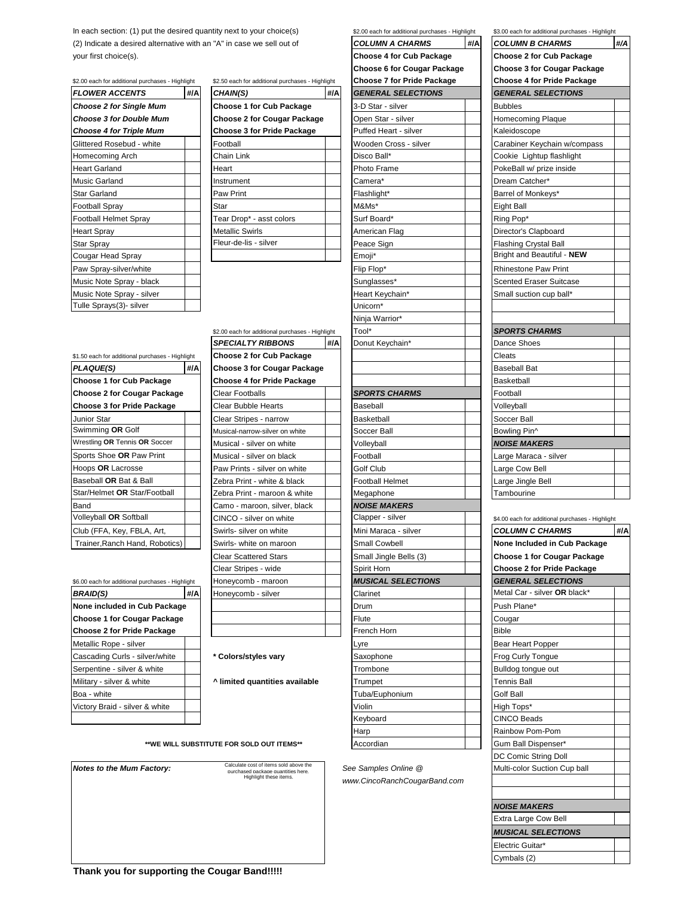In each section: (1) put the desired quantity next to your choice(s)
(2) Indicate a desired alternative with an "A" in case we sell out of your first choice(s).

$2.00 each for additional purchases - Highlight

| *FLOWER ACCENTS* | #/A |
|---|---|
| ***Choose 2 for Single Mum*** | |
| ***Choose 3 for Double Mum*** | |
| ***Choose 4 for Triple Mum*** | |
| Glittered Rosebud - white | |
| Homecoming Arch | |
| Heart Garland | |
| Music Garland | |
| Star Garland | |
| Football Spray | |
| Football Helmet Spray | |
| Heart Spray | |
| Star Spray | |
| Cougar Head Spray | |
| Paw Spray-silver/white | |
| Music Note Spray - black | |
| Music Note Spray - silver | |
| Tulle Sprays(3)- silver | |

$2.50 each for additional purchases - Highlight

| *CHAIN(S)* | #/A |
|---|---|
| **Choose 1 for Cub Package** | |
| **Choose 2 for Cougar Package** | |
| **Choose 3 for Pride Package** | |
| Football | |
| Chain Link | |
| Heart | |
| Instrument | |
| Paw Print | |
| Star | |
| Tear Drop* - asst colors | |
| Metallic Swirls | |
| Fleur-de-lis - silver | |
| | |

$1.50 each for additional purchases - Highlight

| *PLAQUE(S)* | #/A |
|---|---|
| **Choose 1 for Cub Package** | |
| **Choose 2 for Cougar Package** | |
| **Choose 3 for Pride Package** | |
| Junior Star | |
| Swimming **OR** Golf | |
| Wrestling **OR** Tennis **OR** Soccer | |
| Sports Shoe **OR** Paw Print | |
| Hoops **OR** Lacrosse | |
| Baseball **OR** Bat & Ball | |
| Star/Helmet **OR** Star/Football | |
| Band | |
| Volleyball **OR** Softball | |
| Club (FFA, Key, FBLA, Art, Trainer,Ranch Hand, Robotics) | |

$2.00 each for additional purchases - Highlight

| *SPECIALTY RIBBONS* | #/A |
|---|---|
| **Choose 2 for Cub Package** | |
| **Choose 3 for Cougar Package** | |
| **Choose 4 for Pride Package** | |
| Clear Footballs | |
| Clear Bubble Hearts | |
| Clear Stripes - narrow | |
| Musical-narrow-silver on white | |
| Musical - silver on white | |
| Musical - silver on black | |
| Paw Prints - silver on white | |
| Zebra Print - white & black | |
| Zebra Print - maroon & white | |
| Camo - maroon, silver, black | |
| CINCO - silver on white | |
| Swirls- silver on white | |
| Swirls- white on maroon | |
| Clear Scattered Stars | |
| Clear Stripes - wide | |
| Honeycomb - maroon | |
| Honeycomb - silver | |
| | |
| | |
| | |

$6.00 each for additional purchases - Highlight

| *BRAID(S)* | #/A |
|---|---|
| **None included in Cub Package** | |
| **Choose 1 for Cougar Package** | |
| **Choose 2 for Pride Package** | |
| Metallic Rope - silver | |
| Cascading Curls - silver/white | |
| Serpentine - silver & white | |
| Military - silver & white | |
| Boa - white | |
| Victory Braid - silver & white | |
| | |

**\* Colors/styles vary**

**^ limited quantities available**

**\*\*WE WILL SUBSTITUTE FOR SOLD OUT ITEMS\*\***

$2.00 each for additional purchases - Highlight

| *COLUMN A CHARMS* | #/A |
|---|---|
| **Choose 4 for Cub Package** | |
| **Choose 6 for Cougar Package** | |
| **Choose 7 for Pride Package** | |
| ***GENERAL SELECTIONS*** | |
| 3-D Star - silver | |
| Open Star - silver | |
| Puffed Heart - silver | |
| Wooden Cross - silver | |
| Disco Ball* | |
| Photo Frame | |
| Camera* | |
| Flashlight* | |
| M&Ms* | |
| Surf Board* | |
| American Flag | |
| Peace Sign | |
| Emoji* | |
| Flip Flop* | |
| Sunglasses* | |
| Heart Keychain* | |
| Unicorn* | |
| Ninja Warrior* | |
| Tool* | |
| Donut Keychain* | |
| | |
| | |
| ***SPORTS CHARMS*** | |
| Baseball | |
| Basketball | |
| Soccer Ball | |
| Volleyball | |
| Football | |
| Golf Club | |
| Football Helmet | |
| Megaphone | |
| ***NOISE MAKERS*** | |
| Clapper - silver | |
| Mini Maraca - silver | |
| Small Cowbell | |
| Small Jingle Bells (3) | |
| Spirit Horn | |
| ***MUSICAL SELECTIONS*** | |
| Clarinet | |
| Drum | |
| Flute | |
| French Horn | |
| Lyre | |
| Saxophone | |
| Trombone | |
| Trumpet | |
| Tuba/Euphonium | |
| Violin | |
| Keyboard | |
| Harp | |
| Accordian | |

*See Samples Online @ www.CincoRanchCougarBand.com*

$3.00 each for additional purchases - Highlight

| *COLUMN B CHARMS* | #/A |
|---|---|
| **Choose 2 for Cub Package** | |
| **Choose 3 for Cougar Package** | |
| **Choose 4 for Pride Package** | |
| ***GENERAL SELECTIONS*** | |
| Bubbles | |
| Homecoming Plaque | |
| Kaleidoscope | |
| Carabiner Keychain w/compass | |
| Cookie Lightup flashlight | |
| PokeBall w/ prize inside | |
| Dream Catcher* | |
| Barrel of Monkeys* | |
| Eight Ball | |
| Ring Pop* | |
| Director's Clapboard | |
| Flashing Crystal Ball | |
| Bright and Beautiful - **NEW** | |
| Rhinestone Paw Print | |
| Scented Eraser Suitcase | |
| Small suction cup ball* | |
| | |
| | |
| ***SPORTS CHARMS*** | |
| Dance Shoes | |
| Cleats | |
| Baseball Bat | |
| Basketball | |
| Football | |
| Volleyball | |
| Soccer Ball | |
| Bowling Pin^ | |
| ***NOISE MAKERS*** | |
| Large Maraca - silver | |
| Large Cow Bell | |
| Large Jingle Bell | |
| Tambourine | |

$4.00 each for additional purchases - Highlight

| *COLUMN C CHARMS* | #/A |
|---|---|
| **None Included in Cub Package** | |
| **Choose 1 for Cougar Package** | |
| **Choose 2 for Pride Package** | |
| ***GENERAL SELECTIONS*** | |
| Metal Car - silver **OR** black* | |
| Push Plane* | |
| Cougar | |
| Bible | |
| Bear Heart Popper | |
| Frog Curly Tongue | |
| Bulldog tongue out | |
| Tennis Ball | |
| Golf Ball | |
| High Tops* | |
| CINCO Beads | |
| Rainbow Pom-Pom | |
| Gum Ball Dispenser* | |
| DC Comic String Doll | |
| Multi-color Suction Cup ball | |
| | |
| | |
| ***NOISE MAKERS*** | |
| Extra Large Cow Bell | |
| ***MUSICAL SELECTIONS*** | |
| Electric Guitar* | |
| Cymbals (2) | |

***Notes to the Mum Factory:***

Calculate cost of items sold above the purchased package quantities here. Highlight these items.

**Thank you for supporting the Cougar Band!!!!!**